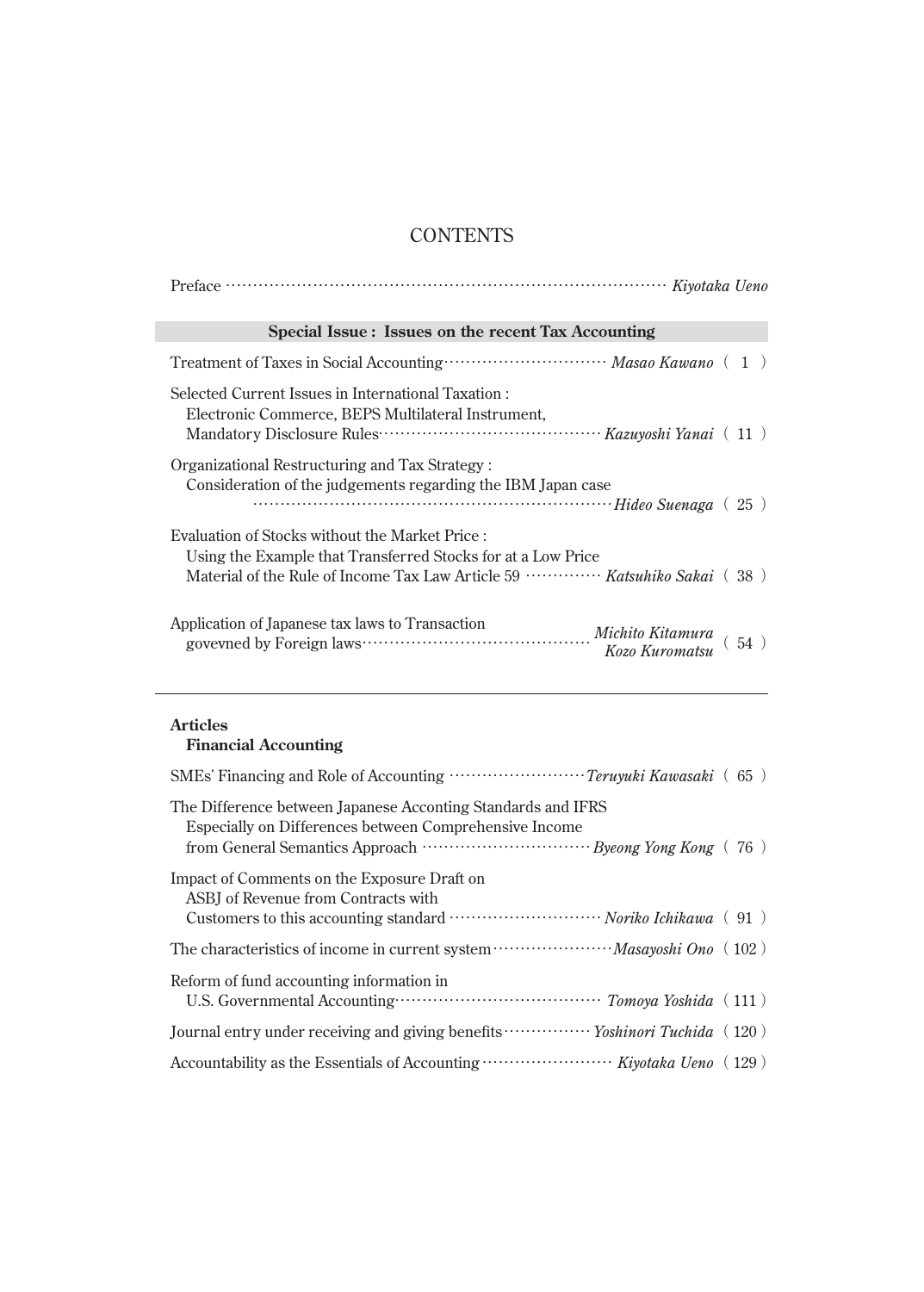# CONTENTS

Preface ………………………………………………………………………… *Kiyotaka Ueno*

**Special Issue : Issues on the recent Tax Accounting**

Treatment of Taxes in Social Accounting ………………………… *Masao Kawano* ( 1 )

Selected Current Issues in International Taxation :
Electronic Commerce, BEPS Multilateral Instrument,
Mandatory Disclosure Rules ………………………………… *Kazuyoshi Yanai* ( 11 )

Organizational Restructuring and Tax Strategy :
Consideration of the judgements regarding the IBM Japan case
………………………………………………………… *Hideo Suenaga* ( 25 )

Evaluation of Stocks without the Market Price :
Using the Example that Transferred Stocks for at a Low Price
Material of the Rule of Income Tax Law Article 59 ………… *Katsuhiko Sakai* ( 38 )

Application of Japanese tax laws to Transaction
govevned by Foreign laws …………………………………… *Michito Kitamura*, *Kozo Kuromatsu* ( 54 )

---

**Articles**

**Financial Accounting**

SMEs' Financing and Role of Accounting …………………… *Teruyuki Kawasaki* ( 65 )

The Difference between Japanese Acconting Standards and IFRS
Especially on Differences between Comprehensive Income
from General Semantics Approach ………………………… *Byeong Yong Kong* ( 76 )

Impact of Comments on the Exposure Draft on
ASBJ of Revenue from Contracts with
Customers to this accounting standard ……………………… *Noriko Ichikawa* ( 91 )

The characteristics of income in current system ………………… *Masayoshi Ono* ( 102 )

Reform of fund accounting information in
U.S. Governmental Accounting ……………………………… *Tomoya Yoshida* ( 111 )

Journal entry under receiving and giving benefits …………… *Yoshinori Tuchida* ( 120 )

Accountability as the Essentials of Accounting ………………… *Kiyotaka Ueno* ( 129 )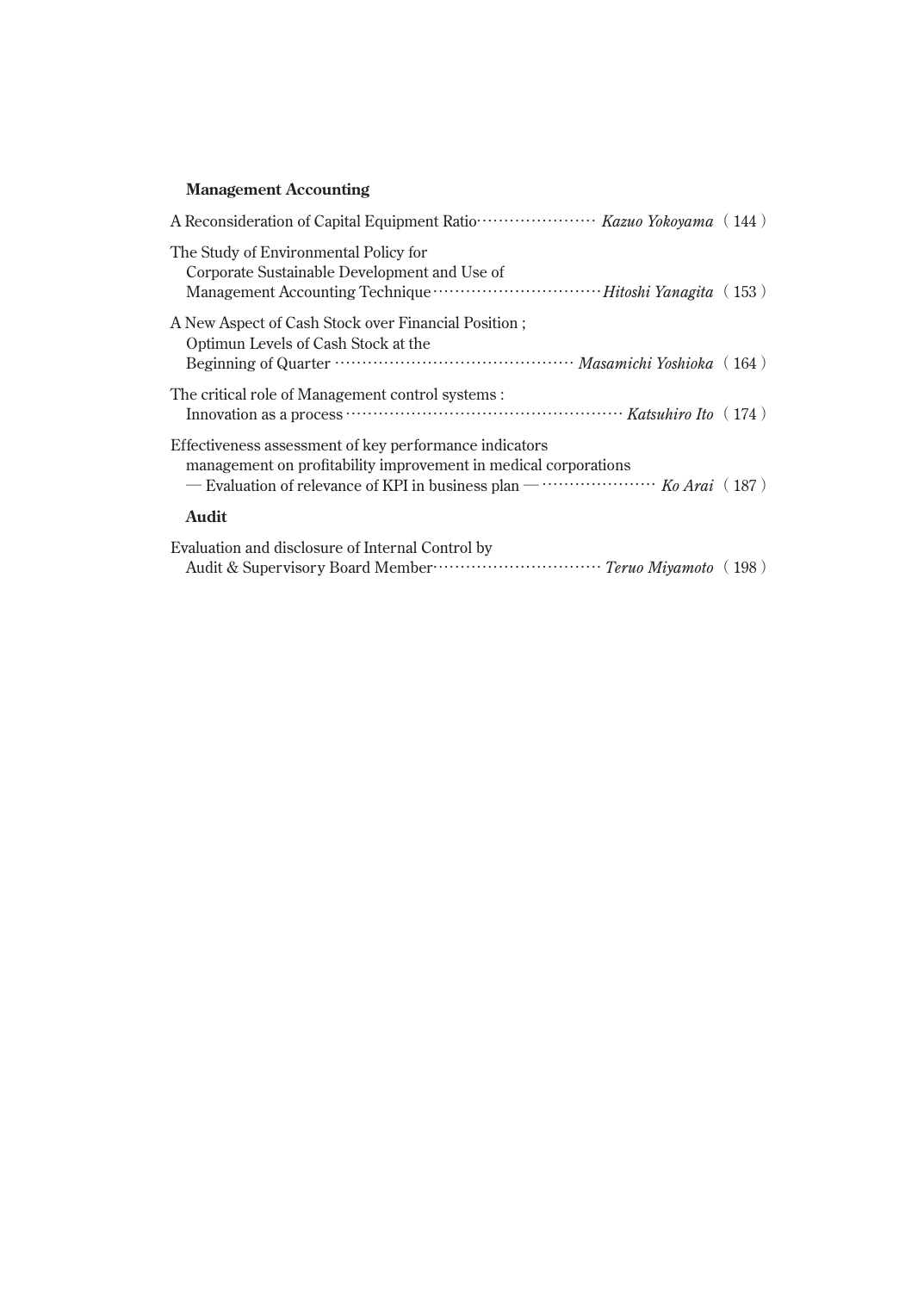**Management Accounting**

A Reconsideration of Capital Equipment Ratio …………………… *Kazuo Yokoyama* (144)

The Study of Environmental Policy for
Corporate Sustainable Development and Use of
Management Accounting Technique …………………………… *Hitoshi Yanagita* (153)

A New Aspect of Cash Stock over Financial Position ;
Optimun Levels of Cash Stock at the
Beginning of Quarter ………………………………………… *Masamichi Yoshioka* (164)

The critical role of Management control systems :
Innovation as a process ……………………………………………… *Katsuhiro Ito* (174)

Effectiveness assessment of key performance indicators
management on profitability improvement in medical corporations
— Evaluation of relevance of KPI in business plan — ………………… *Ko Arai* (187)

**Audit**

Evaluation and disclosure of Internal Control by
Audit & Supervisory Board Member …………………………… *Teruo Miyamoto* (198)